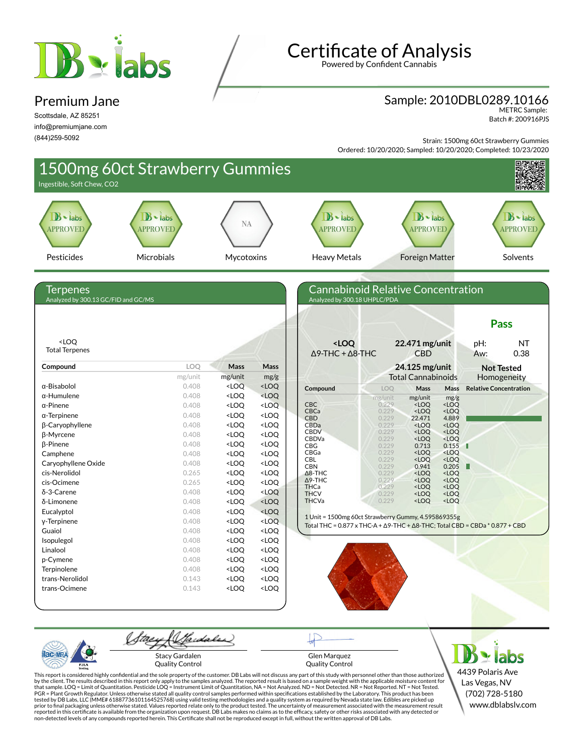# Certificate of Analysis

Powered by Confident Cannabis

## Premium Jane

Scottsdale, AZ 85251
info@premiumjane.com
(844)259-5092

**Sample: 2010DBL0289.10166**
METRC Sample:
Batch #: 200916PJS

Strain: 1500mg 60ct Strawberry Gummies
Ordered: 10/20/2020; Sampled: 10/20/2020; Completed: 10/23/2020

## 1500mg 60ct Strawberry Gummies

Ingestible, Soft Chew, CO2

| Pesticides | Microbials | Mycotoxins | Heavy Metals | Foreign Matter | Solvents |
|---|---|---|---|---|---|
| APPROVED | APPROVED | NA | APPROVED | APPROVED | APPROVED |

## Terpenes

Analyzed by 300.13 GC/FID and GC/MS

<LOQ
Total Terpenes

| Compound | LOQ mg/unit | Mass mg/unit | Mass mg/g |
|---|---|---|---|
| α-Bisabolol | 0.408 | <LOQ | <LOQ |
| α-Humulene | 0.408 | <LOQ | <LOQ |
| α-Pinene | 0.408 | <LOQ | <LOQ |
| α-Terpinene | 0.408 | <LOQ | <LOQ |
| β-Caryophyllene | 0.408 | <LOQ | <LOQ |
| β-Myrcene | 0.408 | <LOQ | <LOQ |
| β-Pinene | 0.408 | <LOQ | <LOQ |
| Camphene | 0.408 | <LOQ | <LOQ |
| Caryophyllene Oxide | 0.408 | <LOQ | <LOQ |
| cis-Nerolidol | 0.265 | <LOQ | <LOQ |
| cis-Ocimene | 0.265 | <LOQ | <LOQ |
| δ-3-Carene | 0.408 | <LOQ | <LOQ |
| δ-Limonene | 0.408 | <LOQ | <LOQ |
| Eucalyptol | 0.408 | <LOQ | <LOQ |
| γ-Terpinene | 0.408 | <LOQ | <LOQ |
| Guaiol | 0.408 | <LOQ | <LOQ |
| Isopulegol | 0.408 | <LOQ | <LOQ |
| Linalool | 0.408 | <LOQ | <LOQ |
| p-Cymene | 0.408 | <LOQ | <LOQ |
| Terpinolene | 0.408 | <LOQ | <LOQ |
| trans-Nerolidol | 0.143 | <LOQ | <LOQ |
| trans-Ocimene | 0.143 | <LOQ | <LOQ |

## Cannabinoid Relative Concentration

Analyzed by 300.18 UHPLC/PDA

**Pass**

| **<LOQ** Δ9-THC + Δ8-THC | **22.471 mg/unit** CBD | pH: NT / Aw: 0.38 |
|---|---|---|
| | **24.125 mg/unit** Total Cannabinoids | **Not Tested** Homogeneity |

| Compound | LOQ mg/unit | Mass mg/unit | Mass mg/g |
|---|---|---|---|
| CBC | 0.229 | <LOQ | <LOQ |
| CBCa | 0.229 | <LOQ | <LOQ |
| CBD | 0.229 | 22.471 | 4.889 |
| CBDa | 0.229 | <LOQ | <LOQ |
| CBDV | 0.229 | <LOQ | <LOQ |
| CBDVa | 0.229 | <LOQ | <LOQ |
| CBG | 0.229 | 0.713 | 0.155 |
| CBGa | 0.229 | <LOQ | <LOQ |
| CBL | 0.229 | <LOQ | <LOQ |
| CBN | 0.229 | 0.941 | 0.205 |
| Δ8-THC | 0.229 | <LOQ | <LOQ |
| Δ9-THC | 0.229 | <LOQ | <LOQ |
| THCa | 0.229 | <LOQ | <LOQ |
| THCV | 0.229 | <LOQ | <LOQ |
| THCVa | 0.229 | <LOQ | <LOQ |

1 Unit = 1500mg 60ct Strawberry Gummy, 4.595869355g
Total THC = 0.877 x THC-A + Δ9-THC + Δ8-THC; Total CBD = CBDa * 0.877 + CBD

Stacy Gardalen
Quality Control

Glen Marquez
Quality Control

DB Labs
4439 Polaris Ave
Las Vegas, NV
(702) 728-5180
www.dblabslv.com

This report is considered highly confidential and the sole property of the customer. DB Labs will not discuss any part of this study with personnel other than those authorized by the client. The results described in this report only apply to the samples analyzed. The reported result is based on a sample weight with the applicable moisture content for that sample. LOQ = Limit of Quantitation. Pesticide LOQ = Instrument Limit of Quantitation, NA = Not Analyzed. ND = Not Detected. NR = Not Reported. NT = Not Tested. PGR = Plant Growth Regulator. Unless otherwise stated all quality control samples performed within specifications established by the Laboratory. This product has been tested by DB Labs, LLC (MME# 61887736101164525768) using valid testing methodologies and a quality system as required by Nevada state law. Edibles are picked up prior to final packaging unless otherwise stated. Values reported relate only to the product tested. The uncertainty of measurement associated with the measurement result reported in this certificate is available from the organization upon request. DB Labs makes no claims as to the efficacy, safety or other risks associated with any detected or non-detected levels of any compounds reported herein. This Certificate shall not be reproduced except in full, without the written approval of DB Labs.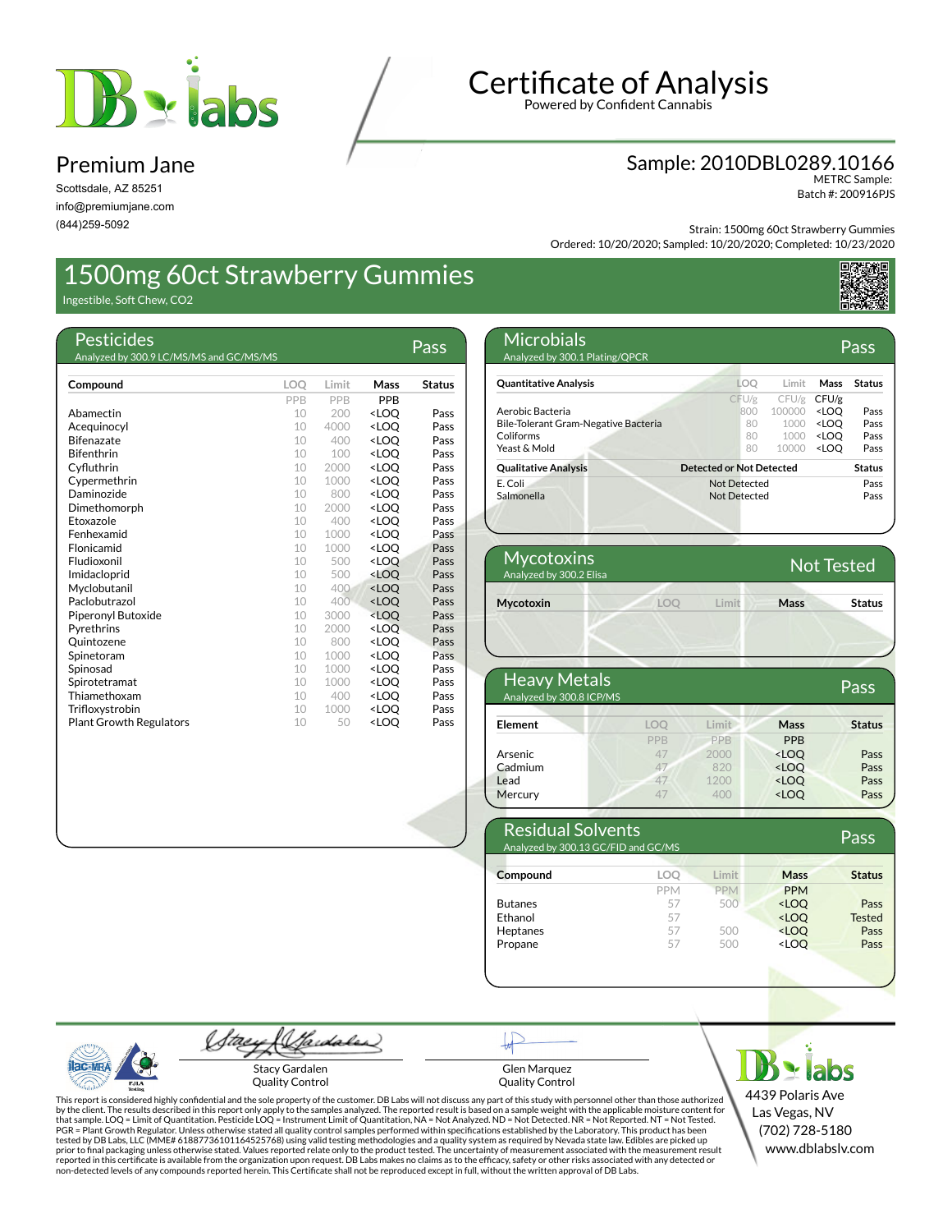# Certificate of Analysis

Powered by Confident Cannabis

## Premium Jane

Scottsdale, AZ 85251
info@premiumjane.com
(844)259-5092

## Sample: 2010DBL0289.10166

METRC Sample:
Batch #: 200916PJS

Strain: 1500mg 60ct Strawberry Gummies
Ordered: 10/20/2020; Sampled: 10/20/2020; Completed: 10/23/2020

# 1500mg 60ct Strawberry Gummies

Ingestible, Soft Chew, CO2

## Pesticides — Pass

Analyzed by 300.9 LC/MS/MS and GC/MS/MS

| Compound | LOQ | Limit | Mass | Status |
|---|---|---|---|---|
| | PPB | PPB | PPB | |
| Abamectin | 10 | 200 | <LOQ | Pass |
| Acequinocyl | 10 | 4000 | <LOQ | Pass |
| Bifenazate | 10 | 400 | <LOQ | Pass |
| Bifenthrin | 10 | 100 | <LOQ | Pass |
| Cyfluthrin | 10 | 2000 | <LOQ | Pass |
| Cypermethrin | 10 | 1000 | <LOQ | Pass |
| Daminozide | 10 | 800 | <LOQ | Pass |
| Dimethomorph | 10 | 2000 | <LOQ | Pass |
| Etoxazole | 10 | 400 | <LOQ | Pass |
| Fenhexamid | 10 | 1000 | <LOQ | Pass |
| Flonicamid | 10 | 1000 | <LOQ | Pass |
| Fludioxonil | 10 | 500 | <LOQ | Pass |
| Imidacloprid | 10 | 500 | <LOQ | Pass |
| Myclobutanil | 10 | 400 | <LOQ | Pass |
| Paclobutrazol | 10 | 400 | <LOQ | Pass |
| Piperonyl Butoxide | 10 | 3000 | <LOQ | Pass |
| Pyrethrins | 10 | 2000 | <LOQ | Pass |
| Quintozene | 10 | 800 | <LOQ | Pass |
| Spinetoram | 10 | 1000 | <LOQ | Pass |
| Spinosad | 10 | 1000 | <LOQ | Pass |
| Spirotetramat | 10 | 1000 | <LOQ | Pass |
| Thiamethoxam | 10 | 400 | <LOQ | Pass |
| Trifloxystrobin | 10 | 1000 | <LOQ | Pass |
| Plant Growth Regulators | 10 | 50 | <LOQ | Pass |

## Microbials — Pass

Analyzed by 300.1 Plating/QPCR

| Quantitative Analysis | LOQ | Limit | Mass | Status |
|---|---|---|---|---|
| | CFU/g | CFU/g | CFU/g | |
| Aerobic Bacteria | 800 | 100000 | <LOQ | Pass |
| Bile-Tolerant Gram-Negative Bacteria | 80 | 1000 | <LOQ | Pass |
| Coliforms | 80 | 1000 | <LOQ | Pass |
| Yeast & Mold | 80 | 10000 | <LOQ | Pass |

| Qualitative Analysis | Detected or Not Detected | Status |
|---|---|---|
| E. Coli | Not Detected | Pass |
| Salmonella | Not Detected | Pass |

## Mycotoxins — Not Tested

Analyzed by 300.2 Elisa

| Mycotoxin | LOQ | Limit | Mass | Status |
|---|---|---|---|---|

## Heavy Metals — Pass

Analyzed by 300.8 ICP/MS

| Element | LOQ | Limit | Mass | Status |
|---|---|---|---|---|
| | PPB | PPB | PPB | |
| Arsenic | 47 | 2000 | <LOQ | Pass |
| Cadmium | 47 | 820 | <LOQ | Pass |
| Lead | 47 | 1200 | <LOQ | Pass |
| Mercury | 47 | 400 | <LOQ | Pass |

## Residual Solvents — Pass

Analyzed by 300.13 GC/FID and GC/MS

| Compound | LOQ | Limit | Mass | Status |
|---|---|---|---|---|
| | PPM | PPM | PPM | |
| Butanes | 57 | 500 | <LOQ | Pass |
| Ethanol | 57 | | <LOQ | Tested |
| Heptanes | 57 | 500 | <LOQ | Pass |
| Propane | 57 | 500 | <LOQ | Pass |

Stacy Gardalen
Quality Control

Glen Marquez
Quality Control

This report is considered highly confidential and the sole property of the customer. DB Labs will not discuss any part of this study with personnel other than those authorized by the client. The results described in this report only apply to the samples analyzed. The reported result is based on a sample weight with the applicable moisture content for that sample. LOQ = Limit of Quantitation. Pesticide LOQ = Instrument Limit of Quantitation, NA = Not Analyzed. ND = Not Detected. NR = Not Reported. NT = Not Tested. PGR = Plant Growth Regulator. Unless otherwise stated all quality control samples performed within specifications established by the Laboratory. This product has been tested by DB Labs, LLC (MME# 61887736101164525768) using valid testing methodologies and a quality system as required by Nevada state law. Edibles are picked up prior to final packaging unless otherwise stated. Values reported relate only to the product tested. The uncertainty of measurement associated with the measurement result reported in this certificate is available from the organization upon request. DB Labs makes no claims as to the efficacy, safety or other risks associated with any detected or non-detected levels of any compounds reported herein. This Certificate shall not be reproduced except in full, without the written approval of DB Labs.

DB labs
4439 Polaris Ave
Las Vegas, NV
(702) 728-5180
www.dblabslv.com